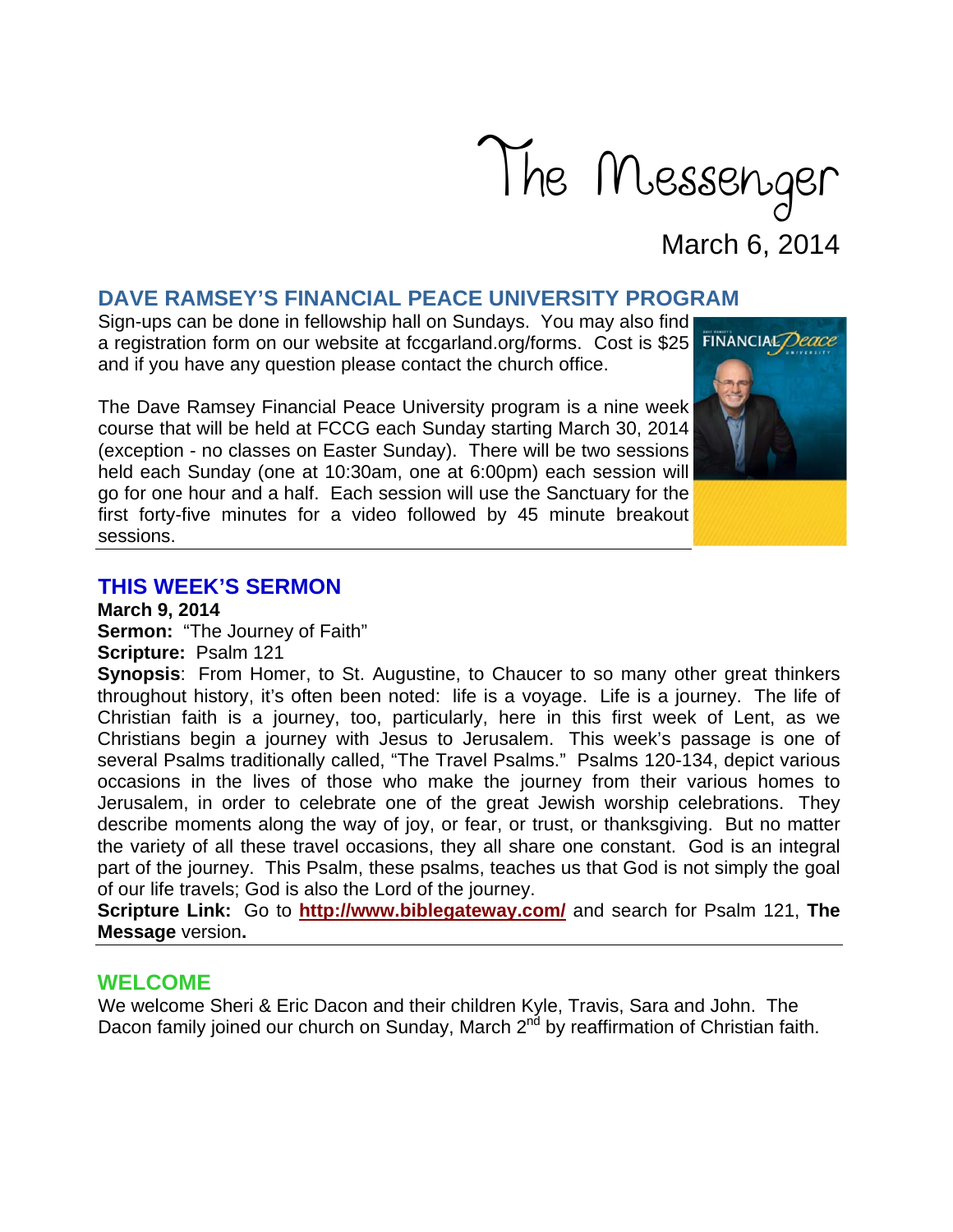# The Messenger

March 6, 2014

## DAVE RAMSEY'S FINANCIAL PEACE UNIVERSITY PROGRAM

Sign-ups can be done in fellowship hall on Sundays. You may also find a registration form on our website at fccgarland.org/forms. Cost is $25 and if you have any question please contact the church office.

The Dave Ramsey Financial Peace University program is a nine week course that will be held at FCCG each Sunday starting March 30, 2014 (exception - no classes on Easter Sunday). There will be two sessions held each Sunday (one at 10:30am, one at 6:00pm) each session will go for one hour and a half. Each session will use the Sanctuary for the first forty-five minutes for a video followed by 45 minute breakout sessions.

## THIS WEEK'S SERMON

**March 9, 2014**

**Sermon:** "The Journey of Faith"

**Scripture:** Psalm 121

**Synopsis**: From Homer, to St. Augustine, to Chaucer to so many other great thinkers throughout history, it's often been noted: life is a voyage. Life is a journey. The life of Christian faith is a journey, too, particularly, here in this first week of Lent, as we Christians begin a journey with Jesus to Jerusalem. This week's passage is one of several Psalms traditionally called, "The Travel Psalms." Psalms 120-134, depict various occasions in the lives of those who make the journey from their various homes to Jerusalem, in order to celebrate one of the great Jewish worship celebrations. They describe moments along the way of joy, or fear, or trust, or thanksgiving. But no matter the variety of all these travel occasions, they all share one constant. God is an integral part of the journey. This Psalm, these psalms, teaches us that God is not simply the goal of our life travels; God is also the Lord of the journey.

**Scripture Link:** Go to **http://www.biblegateway.com/** and search for Psalm 121, **The Message** version**.**

## WELCOME

We welcome Sheri & Eric Dacon and their children Kyle, Travis, Sara and John. The Dacon family joined our church on Sunday, March 2nd by reaffirmation of Christian faith.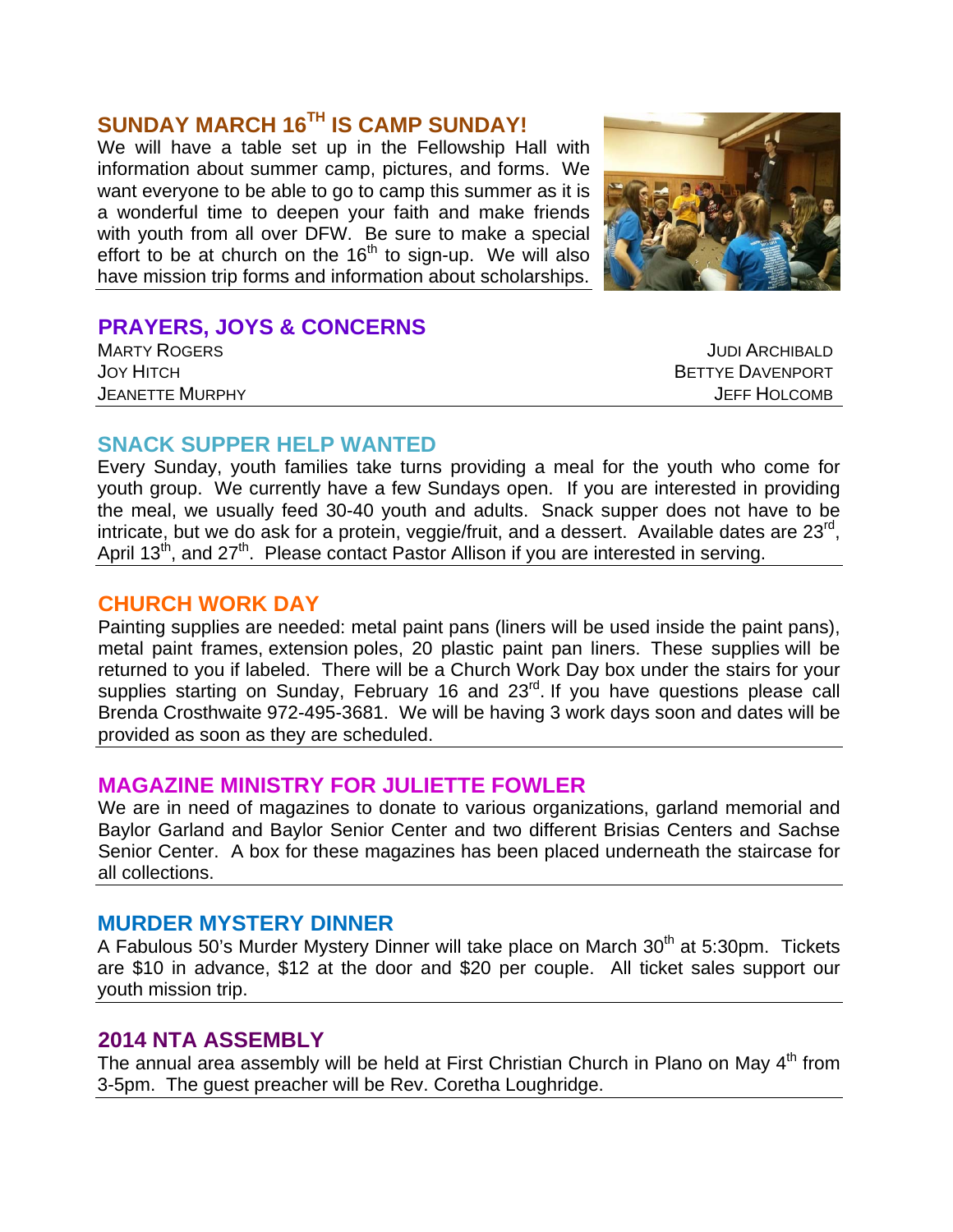## SUNDAY MARCH 16TH IS CAMP SUNDAY!

We will have a table set up in the Fellowship Hall with information about summer camp, pictures, and forms. We want everyone to be able to go to camp this summer as it is a wonderful time to deepen your faith and make friends with youth from all over DFW. Be sure to make a special effort to be at church on the 16th to sign-up. We will also have mission trip forms and information about scholarships.

## PRAYERS, JOYS & CONCERNS

MARTY ROGERS
JOY HITCH
JEANETTE MURPHY
JUDI ARCHIBALD
BETTYE DAVENPORT
JEFF HOLCOMB

## SNACK SUPPER HELP WANTED

Every Sunday, youth families take turns providing a meal for the youth who come for youth group. We currently have a few Sundays open. If you are interested in providing the meal, we usually feed 30-40 youth and adults. Snack supper does not have to be intricate, but we do ask for a protein, veggie/fruit, and a dessert. Available dates are 23rd, April 13th, and 27th. Please contact Pastor Allison if you are interested in serving.

## CHURCH WORK DAY

Painting supplies are needed: metal paint pans (liners will be used inside the paint pans), metal paint frames, extension poles, 20 plastic paint pan liners. These supplies will be returned to you if labeled. There will be a Church Work Day box under the stairs for your supplies starting on Sunday, February 16 and 23rd. If you have questions please call Brenda Crosthwaite 972-495-3681. We will be having 3 work days soon and dates will be provided as soon as they are scheduled.

## MAGAZINE MINISTRY FOR JULIETTE FOWLER

We are in need of magazines to donate to various organizations, garland memorial and Baylor Garland and Baylor Senior Center and two different Brisias Centers and Sachse Senior Center. A box for these magazines has been placed underneath the staircase for all collections.

## MURDER MYSTERY DINNER

A Fabulous 50's Murder Mystery Dinner will take place on March 30th at 5:30pm. Tickets are $10 in advance, $12 at the door and $20 per couple. All ticket sales support our youth mission trip.

## 2014 NTA ASSEMBLY

The annual area assembly will be held at First Christian Church in Plano on May 4th from 3-5pm. The guest preacher will be Rev. Coretha Loughridge.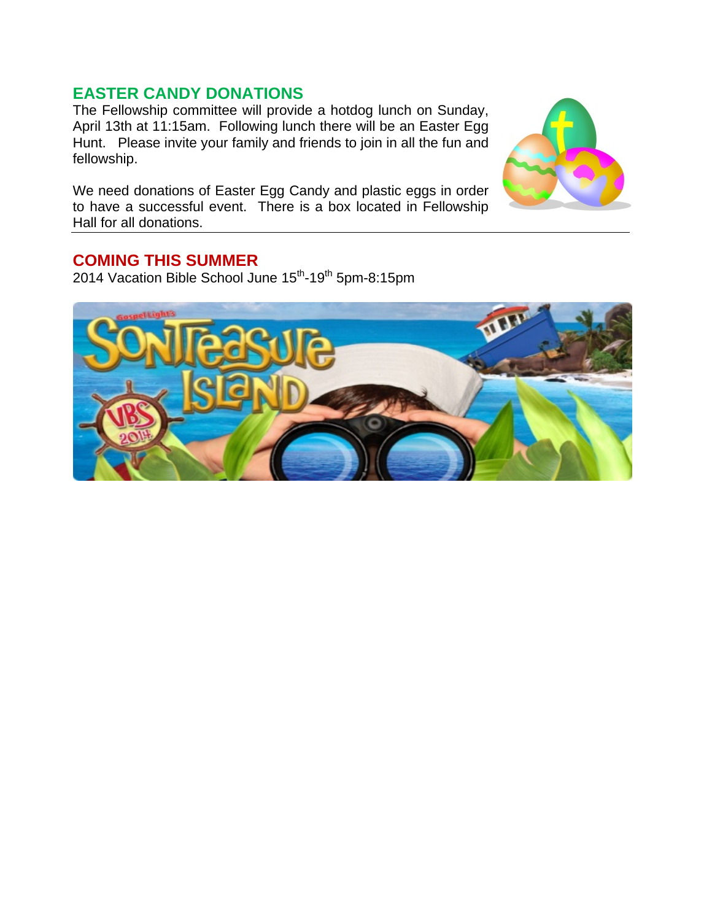## EASTER CANDY DONATIONS

The Fellowship committee will provide a hotdog lunch on Sunday, April 13th at 11:15am. Following lunch there will be an Easter Egg Hunt. Please invite your family and friends to join in all the fun and fellowship.

We need donations of Easter Egg Candy and plastic eggs in order to have a successful event. There is a box located in Fellowship Hall for all donations.

---

## COMING THIS SUMMER

2014 Vacation Bible School June 15th-19th 5pm-8:15pm